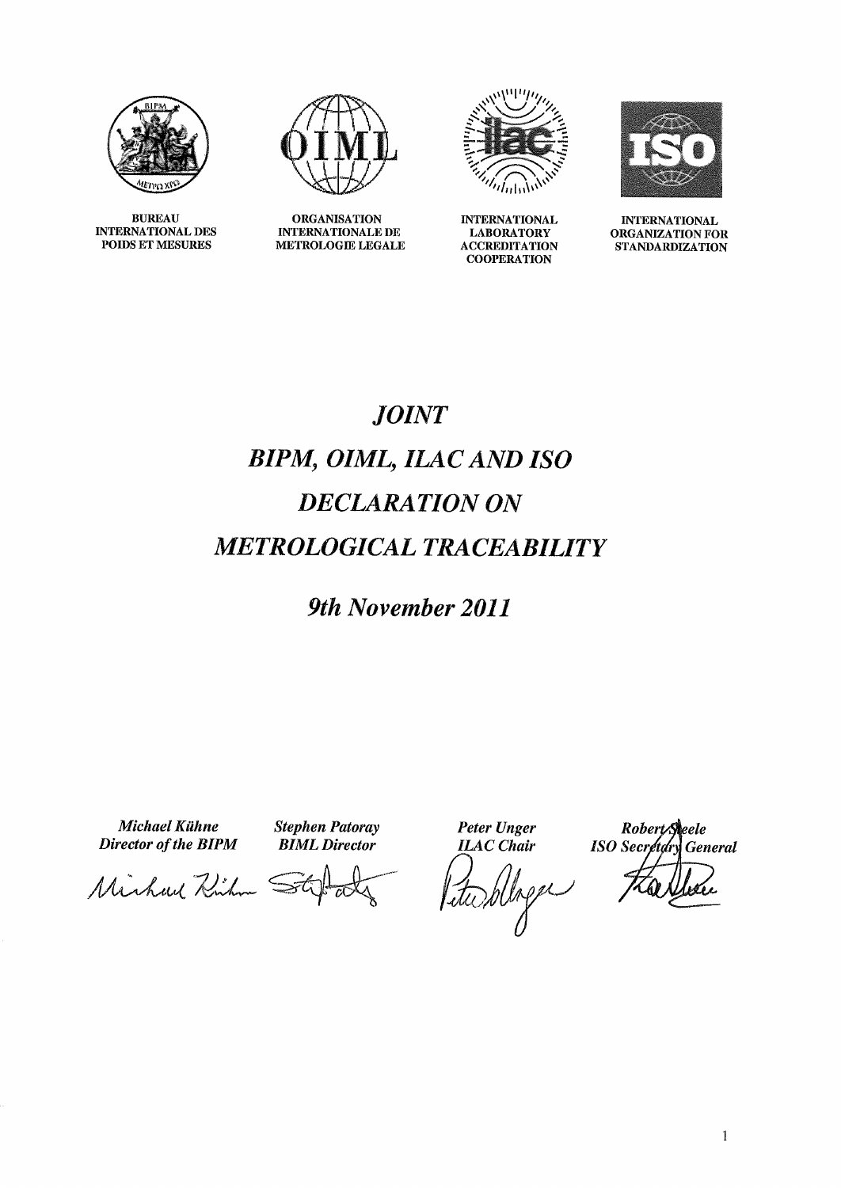BUREAU INTERNATIONAL DES POIDS ET MESURES

ORGANISATION INTERNATIONALE DE METROLOGIE LEGALE

INTERNATIONAL LABORATORY ACCREDITATION COOPERATION

INTERNATIONAL ORGANIZATION FOR STANDARDIZATION

# *JOINT*

# *BIPM, OIML, ILAC AND ISO*

# *DECLARATION ON*

# *METROLOGICAL TRACEABILITY*

## *9th November 2011*

| ***Michael Kühne*** | ***Stephen Patoray*** | ***Peter Unger*** | ***Robert Steele*** |
| --- | --- | --- | --- |
| ***Director of the BIPM*** | ***BIML Director*** | ***ILAC Chair*** | ***ISO Secretary General*** |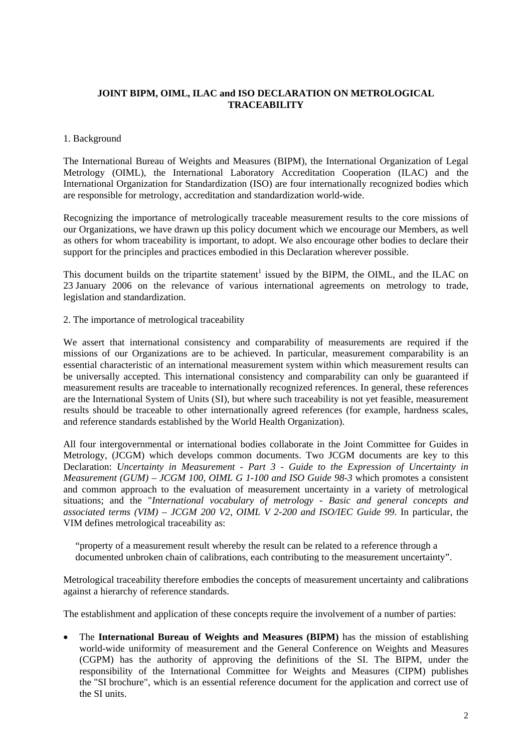**JOINT BIPM, OIML, ILAC and ISO DECLARATION ON METROLOGICAL TRACEABILITY**

1. Background

The International Bureau of Weights and Measures (BIPM), the International Organization of Legal Metrology (OIML), the International Laboratory Accreditation Cooperation (ILAC) and the International Organization for Standardization (ISO) are four internationally recognized bodies which are responsible for metrology, accreditation and standardization world-wide.

Recognizing the importance of metrologically traceable measurement results to the core missions of our Organizations, we have drawn up this policy document which we encourage our Members, as well as others for whom traceability is important, to adopt. We also encourage other bodies to declare their support for the principles and practices embodied in this Declaration wherever possible.

This document builds on the tripartite statement[1] issued by the BIPM, the OIML, and the ILAC on 23 January 2006 on the relevance of various international agreements on metrology to trade, legislation and standardization.

2. The importance of metrological traceability

We assert that international consistency and comparability of measurements are required if the missions of our Organizations are to be achieved. In particular, measurement comparability is an essential characteristic of an international measurement system within which measurement results can be universally accepted. This international consistency and comparability can only be guaranteed if measurement results are traceable to internationally recognized references. In general, these references are the International System of Units (SI), but where such traceability is not yet feasible, measurement results should be traceable to other internationally agreed references (for example, hardness scales, and reference standards established by the World Health Organization).

All four intergovernmental or international bodies collaborate in the Joint Committee for Guides in Metrology, (JCGM) which develops common documents. Two JCGM documents are key to this Declaration: *Uncertainty in Measurement - Part 3 - Guide to the Expression of Uncertainty in Measurement (GUM) – JCGM 100, OIML G 1-100 and ISO Guide 98-3* which promotes a consistent and common approach to the evaluation of measurement uncertainty in a variety of metrological situations; and the "*International vocabulary of metrology - Basic and general concepts and associated terms (VIM) – JCGM 200 V2, OIML V 2-200 and ISO/IEC Guide 99.* In particular, the VIM defines metrological traceability as:

> "property of a measurement result whereby the result can be related to a reference through a documented unbroken chain of calibrations, each contributing to the measurement uncertainty".

Metrological traceability therefore embodies the concepts of measurement uncertainty and calibrations against a hierarchy of reference standards.

The establishment and application of these concepts require the involvement of a number of parties:

- The **International Bureau of Weights and Measures (BIPM)** has the mission of establishing world-wide uniformity of measurement and the General Conference on Weights and Measures (CGPM) has the authority of approving the definitions of the SI. The BIPM, under the responsibility of the International Committee for Weights and Measures (CIPM) publishes the "SI brochure", which is an essential reference document for the application and correct use of the SI units.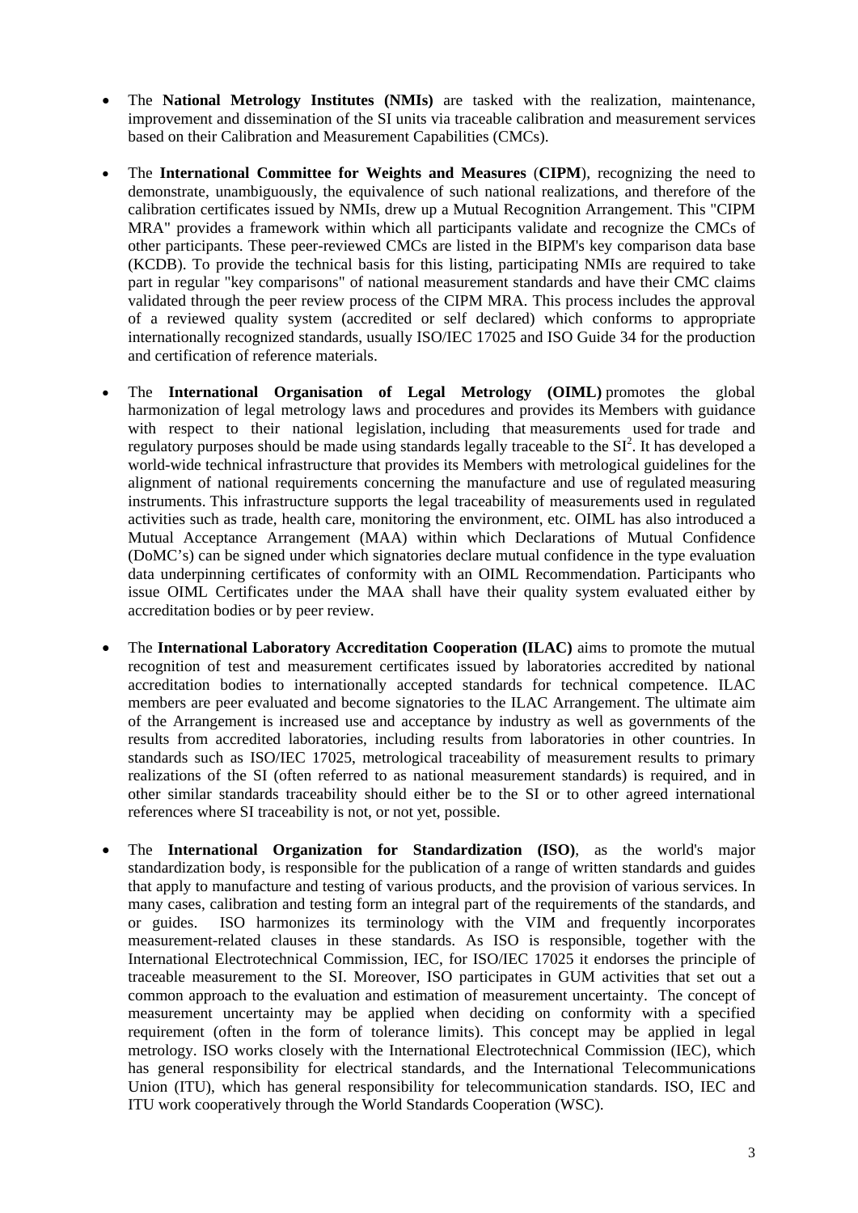- The **National Metrology Institutes (NMIs)** are tasked with the realization, maintenance, improvement and dissemination of the SI units via traceable calibration and measurement services based on their Calibration and Measurement Capabilities (CMCs).

- The **International Committee for Weights and Measures** (**CIPM**), recognizing the need to demonstrate, unambiguously, the equivalence of such national realizations, and therefore of the calibration certificates issued by NMIs, drew up a Mutual Recognition Arrangement. This "CIPM MRA" provides a framework within which all participants validate and recognize the CMCs of other participants. These peer-reviewed CMCs are listed in the BIPM's key comparison data base (KCDB). To provide the technical basis for this listing, participating NMIs are required to take part in regular "key comparisons" of national measurement standards and have their CMC claims validated through the peer review process of the CIPM MRA. This process includes the approval of a reviewed quality system (accredited or self declared) which conforms to appropriate internationally recognized standards, usually ISO/IEC 17025 and ISO Guide 34 for the production and certification of reference materials.

- The **International Organisation of Legal Metrology (OIML)** promotes the global harmonization of legal metrology laws and procedures and provides its Members with guidance with respect to their national legislation, including that measurements used for trade and regulatory purposes should be made using standards legally traceable to the SI[2]. It has developed a world-wide technical infrastructure that provides its Members with metrological guidelines for the alignment of national requirements concerning the manufacture and use of regulated measuring instruments. This infrastructure supports the legal traceability of measurements used in regulated activities such as trade, health care, monitoring the environment, etc. OIML has also introduced a Mutual Acceptance Arrangement (MAA) within which Declarations of Mutual Confidence (DoMC's) can be signed under which signatories declare mutual confidence in the type evaluation data underpinning certificates of conformity with an OIML Recommendation. Participants who issue OIML Certificates under the MAA shall have their quality system evaluated either by accreditation bodies or by peer review.

- The **International Laboratory Accreditation Cooperation (ILAC)** aims to promote the mutual recognition of test and measurement certificates issued by laboratories accredited by national accreditation bodies to internationally accepted standards for technical competence. ILAC members are peer evaluated and become signatories to the ILAC Arrangement. The ultimate aim of the Arrangement is increased use and acceptance by industry as well as governments of the results from accredited laboratories, including results from laboratories in other countries. In standards such as ISO/IEC 17025, metrological traceability of measurement results to primary realizations of the SI (often referred to as national measurement standards) is required, and in other similar standards traceability should either be to the SI or to other agreed international references where SI traceability is not, or not yet, possible.

- The **International Organization for Standardization (ISO)**, as the world's major standardization body, is responsible for the publication of a range of written standards and guides that apply to manufacture and testing of various products, and the provision of various services. In many cases, calibration and testing form an integral part of the requirements of the standards, and or guides. ISO harmonizes its terminology with the VIM and frequently incorporates measurement-related clauses in these standards. As ISO is responsible, together with the International Electrotechnical Commission, IEC, for ISO/IEC 17025 it endorses the principle of traceable measurement to the SI. Moreover, ISO participates in GUM activities that set out a common approach to the evaluation and estimation of measurement uncertainty. The concept of measurement uncertainty may be applied when deciding on conformity with a specified requirement (often in the form of tolerance limits). This concept may be applied in legal metrology. ISO works closely with the International Electrotechnical Commission (IEC), which has general responsibility for electrical standards, and the International Telecommunications Union (ITU), which has general responsibility for telecommunication standards. ISO, IEC and ITU work cooperatively through the World Standards Cooperation (WSC).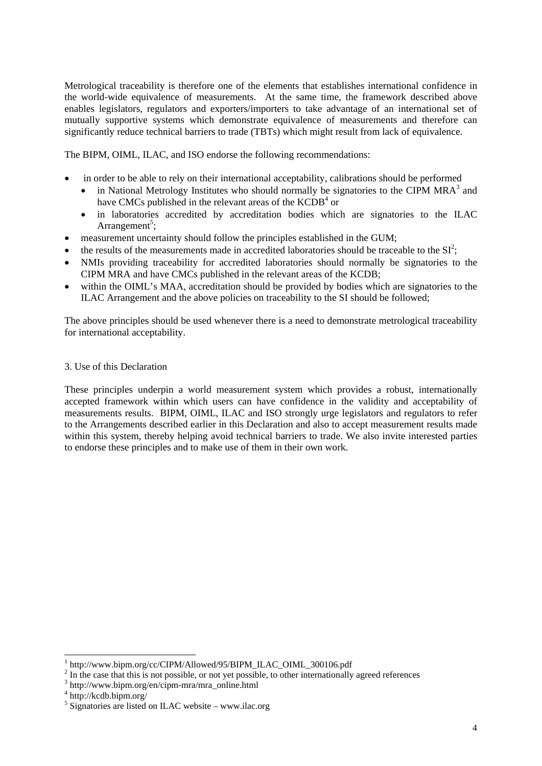Metrological traceability is therefore one of the elements that establishes international confidence in the world-wide equivalence of measurements. At the same time, the framework described above enables legislators, regulators and exporters/importers to take advantage of an international set of mutually supportive systems which demonstrate equivalence of measurements and therefore can significantly reduce technical barriers to trade (TBTs) which might result from lack of equivalence.

The BIPM, OIML, ILAC, and ISO endorse the following recommendations:

- in order to be able to rely on their international acceptability, calibrations should be performed
  - in National Metrology Institutes who should normally be signatories to the CIPM MRA[3] and have CMCs published in the relevant areas of the KCDB[4] or
  - in laboratories accredited by accreditation bodies which are signatories to the ILAC Arrangement[5];
- measurement uncertainty should follow the principles established in the GUM;
- the results of the measurements made in accredited laboratories should be traceable to the SI[2];
- NMIs providing traceability for accredited laboratories should normally be signatories to the CIPM MRA and have CMCs published in the relevant areas of the KCDB;
- within the OIML's MAA, accreditation should be provided by bodies which are signatories to the ILAC Arrangement and the above policies on traceability to the SI should be followed;

The above principles should be used whenever there is a need to demonstrate metrological traceability for international acceptability.

## 3. Use of this Declaration

These principles underpin a world measurement system which provides a robust, internationally accepted framework within which users can have confidence in the validity and acceptability of measurements results. BIPM, OIML, ILAC and ISO strongly urge legislators and regulators to refer to the Arrangements described earlier in this Declaration and also to accept measurement results made within this system, thereby helping avoid technical barriers to trade. We also invite interested parties to endorse these principles and to make use of them in their own work.

---

[1] http://www.bipm.org/cc/CIPM/Allowed/95/BIPM_ILAC_OIML_300106.pdf

[2] In the case that this is not possible, or not yet possible, to other internationally agreed references

[3] http://www.bipm.org/en/cipm-mra/mra_online.html

[4] http://kcdb.bipm.org/

[5] Signatories are listed on ILAC website – www.ilac.org